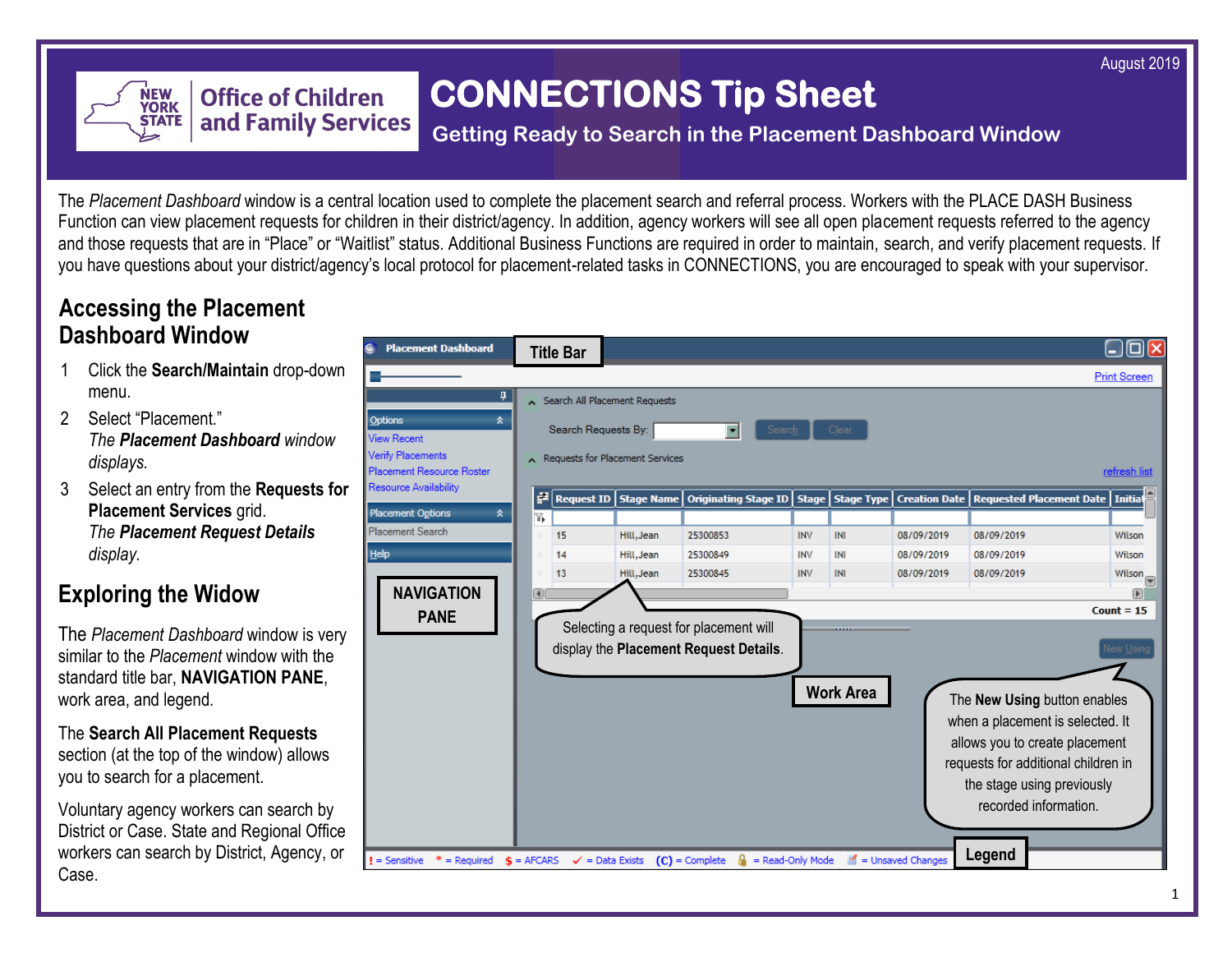# CONNECTIONS Tip Sheet

## Getting Ready to Search in the Placement Dashboard Window

August 2019

The *Placement Dashboard* window is a central location used to complete the placement search and referral process. Workers with the PLACE DASH Business Function can view placement requests for children in their district/agency. In addition, agency workers will see all open placement requests referred to the agency and those requests that are in "Place" or "Waitlist" status. Additional Business Functions are required in order to maintain, search, and verify placement requests. If you have questions about your district/agency's local protocol for placement-related tasks in CONNECTIONS, you are encouraged to speak with your supervisor.

## Accessing the Placement Dashboard Window

1. Click the **Search/Maintain** drop-down menu.
2. Select "Placement."
   *The **Placement Dashboard** window displays.*
3. Select an entry from the **Requests for Placement Services** grid.
   *The **Placement Request Details** display.*

## Exploring the Widow

The *Placement Dashboard* window is very similar to the *Placement* window with the standard title bar, **NAVIGATION PANE**, work area, and legend.

The **Search All Placement Requests** section (at the top of the window) allows you to search for a placement.

Voluntary agency workers can search by District or Case. State and Regional Office workers can search by District, Agency, or Case.

Title Bar

NAVIGATION PANE

Selecting a request for placement will display the **Placement Request Details**.

Work Area

The **New Using** button enables when a placement is selected. It allows you to create placement requests for additional children in the stage using previously recorded information.

Legend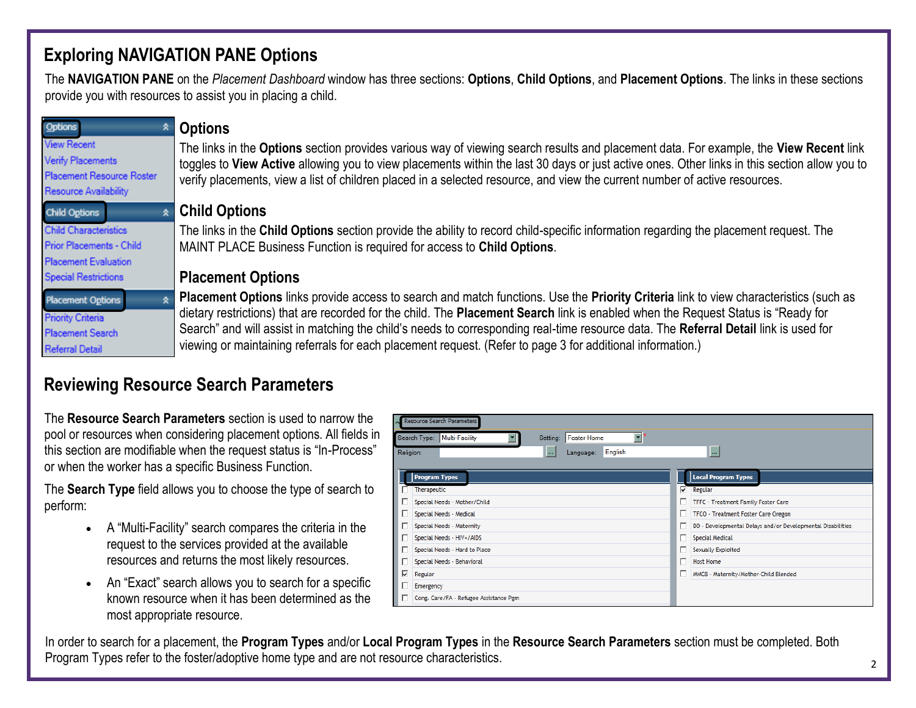## Exploring NAVIGATION PANE Options

The **NAVIGATION PANE** on the *Placement Dashboard* window has three sections: **Options**, **Child Options**, and **Placement Options**. The links in these sections provide you with resources to assist you in placing a child.

Options
- View Recent
- Verify Placements
- Placement Resource Roster
- Resource Availability

Child Options
- Child Characteristics
- Prior Placements - Child
- Placement Evaluation
- Special Restrictions

Placement Options
- Priority Criteria
- Placement Search
- Referral Detail

### Options

The links in the **Options** section provides various way of viewing search results and placement data. For example, the **View Recent** link toggles to **View Active** allowing you to view placements within the last 30 days or just active ones. Other links in this section allow you to verify placements, view a list of children placed in a selected resource, and view the current number of active resources.

### Child Options

The links in the **Child Options** section provide the ability to record child-specific information regarding the placement request. The MAINT PLACE Business Function is required for access to **Child Options**.

### Placement Options

**Placement Options** links provide access to search and match functions. Use the **Priority Criteria** link to view characteristics (such as dietary restrictions) that are recorded for the child. The **Placement Search** link is enabled when the Request Status is "Ready for Search" and will assist in matching the child's needs to corresponding real-time resource data. The **Referral Detail** link is used for viewing or maintaining referrals for each placement request. (Refer to page 3 for additional information.)

## Reviewing Resource Search Parameters

The **Resource Search Parameters** section is used to narrow the pool or resources when considering placement options. All fields in this section are modifiable when the request status is "In-Process" or when the worker has a specific Business Function.

The **Search Type** field allows you to choose the type of search to perform:

- A "Multi-Facility" search compares the criteria in the request to the services provided at the available resources and returns the most likely resources.
- An "Exact" search allows you to search for a specific known resource when it has been determined as the most appropriate resource.

Resource Search Parameters

Search Type: Multi-Facility | Setting: Foster Home | Religion: | Language: English

| Program Types | Local Program Types |
|---|---|
| ☐ Therapeutic | ☑ Regular |
| ☐ Special Needs - Mother/Child | ☐ TFFC - Treatment Family Foster Care |
| ☐ Special Needs - Medical | ☐ TFCO - Treatment Foster Care Oregon |
| ☐ Special Needs - Maternity | ☐ DD - Developmental Delays and/or Developmental Disabilities |
| ☐ Special Needs - HIV+/AIDS | ☐ Special Medical |
| ☐ Special Needs - Hard to Place | ☐ Sexually Exploited |
| ☐ Special Needs - Behavioral | ☐ Host Home |
| ☑ Regular | ☐ MMCB - Maternity/Mother-Child Blended |
| ☐ Emergency | |
| ☐ Cong. Care/FA - Refugee Assistance Pgm | |

In order to search for a placement, the **Program Types** and/or **Local Program Types** in the **Resource Search Parameters** section must be completed. Both Program Types refer to the foster/adoptive home type and are not resource characteristics.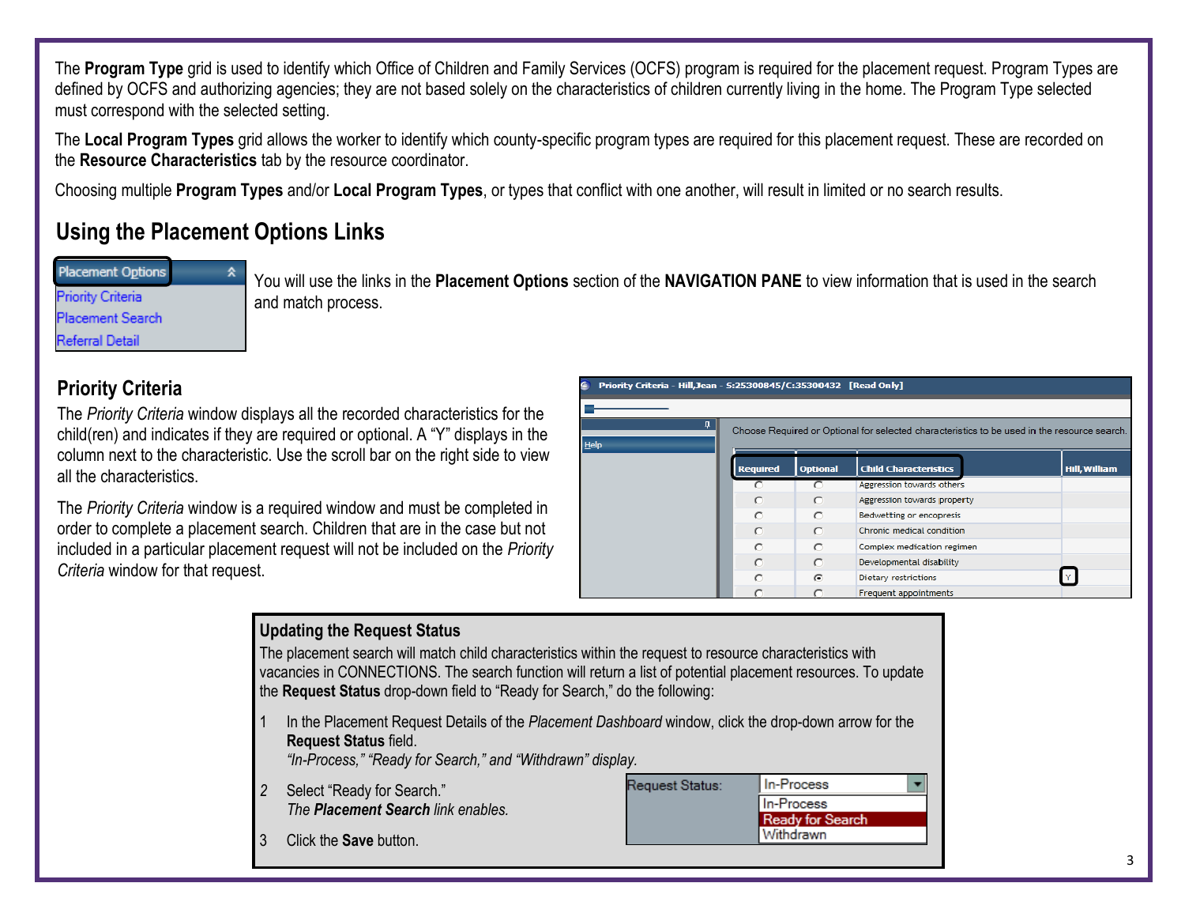The **Program Type** grid is used to identify which Office of Children and Family Services (OCFS) program is required for the placement request. Program Types are defined by OCFS and authorizing agencies; they are not based solely on the characteristics of children currently living in the home. The Program Type selected must correspond with the selected setting.

The **Local Program Types** grid allows the worker to identify which county-specific program types are required for this placement request. These are recorded on the **Resource Characteristics** tab by the resource coordinator.

Choosing multiple **Program Types** and/or **Local Program Types**, or types that conflict with one another, will result in limited or no search results.

## Using the Placement Options Links

You will use the links in the **Placement Options** section of the **NAVIGATION PANE** to view information that is used in the search and match process.

### Priority Criteria

The *Priority Criteria* window displays all the recorded characteristics for the child(ren) and indicates if they are required or optional. A "Y" displays in the column next to the characteristic. Use the scroll bar on the right side to view all the characteristics.

The *Priority Criteria* window is a required window and must be completed in order to complete a placement search. Children that are in the case but not included in a particular placement request will not be included on the *Priority Criteria* window for that request.

### Updating the Request Status

The placement search will match child characteristics within the request to resource characteristics with vacancies in CONNECTIONS. The search function will return a list of potential placement resources. To update the **Request Status** drop-down field to "Ready for Search," do the following:

1. In the Placement Request Details of the *Placement Dashboard* window, click the drop-down arrow for the **Request Status** field.
   *"In-Process," "Ready for Search," and "Withdrawn" display.*
2. Select "Ready for Search."
   *The **Placement Search** link enables.*
3. Click the **Save** button.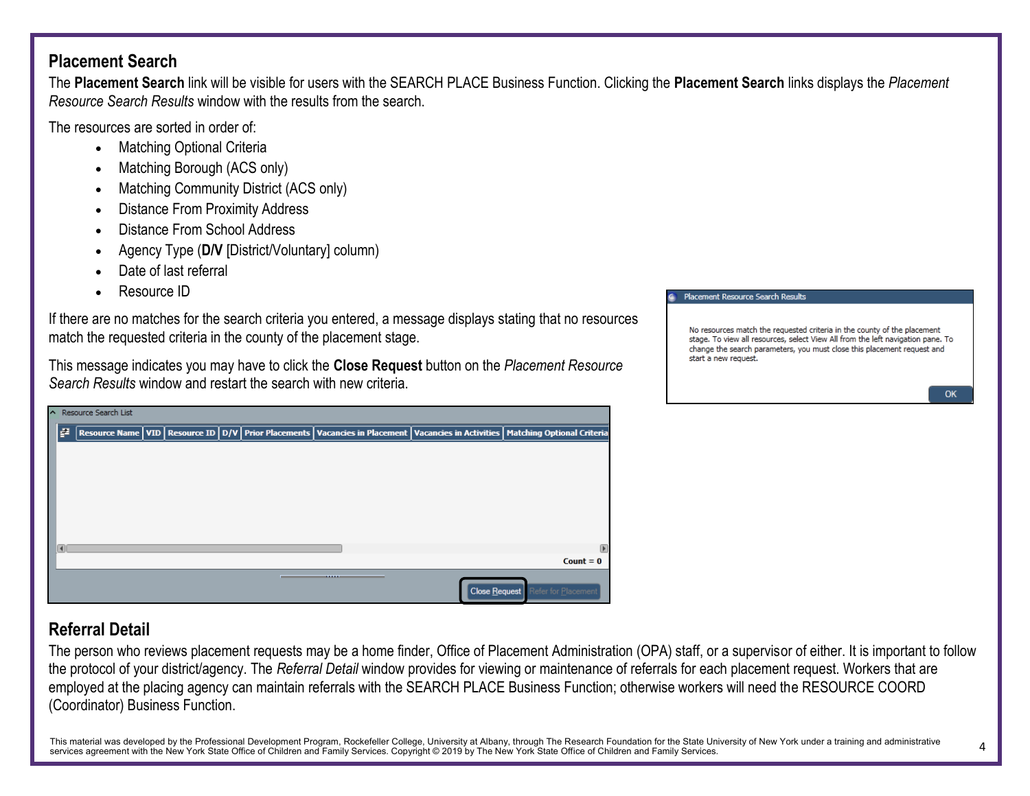## Placement Search

The **Placement Search** link will be visible for users with the SEARCH PLACE Business Function. Clicking the **Placement Search** links displays the *Placement Resource Search Results* window with the results from the search.

The resources are sorted in order of:

- Matching Optional Criteria
- Matching Borough (ACS only)
- Matching Community District (ACS only)
- Distance From Proximity Address
- Distance From School Address
- Agency Type (**D/V** [District/Voluntary] column)
- Date of last referral
- Resource ID

If there are no matches for the search criteria you entered, a message displays stating that no resources match the requested criteria in the county of the placement stage.

This message indicates you may have to click the **Close Request** button on the *Placement Resource Search Results* window and restart the search with new criteria.

## Referral Detail

The person who reviews placement requests may be a home finder, Office of Placement Administration (OPA) staff, or a supervisor of either. It is important to follow the protocol of your district/agency. The *Referral Detail* window provides for viewing or maintenance of referrals for each placement request. Workers that are employed at the placing agency can maintain referrals with the SEARCH PLACE Business Function; otherwise workers will need the RESOURCE COORD (Coordinator) Business Function.

This material was developed by the Professional Development Program, Rockefeller College, University at Albany, through The Research Foundation for the State University of New York under a training and administrative services agreement with the New York State Office of Children and Family Services. Copyright © 2019 by The New York State Office of Children and Family Services.